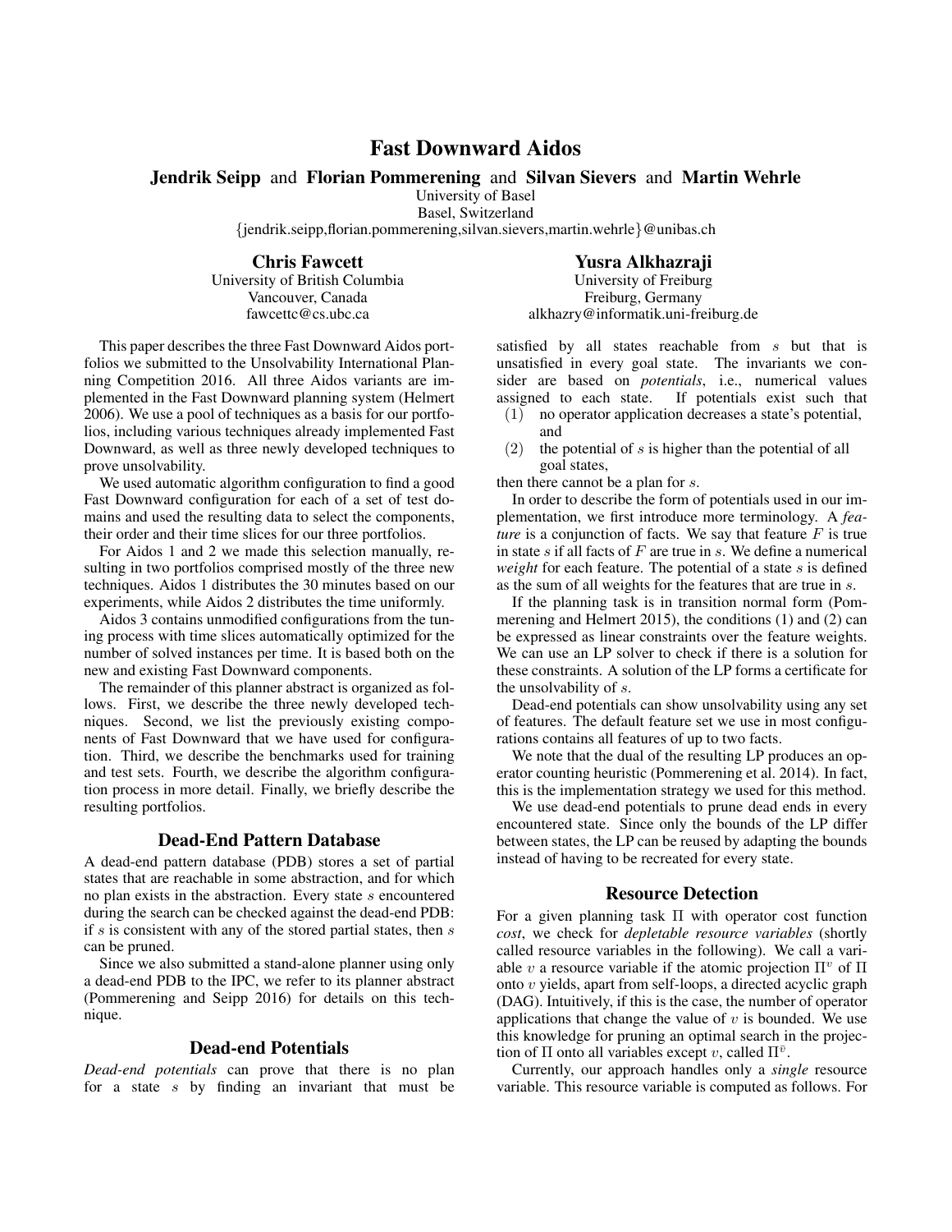# Fast Downward Aidos

**Jendrik Seipp** and **Florian Pommerening** and **Silvan Sievers** and **Martin Wehrle**
University of Basel
Basel, Switzerland
{jendrik.seipp,florian.pommerening,silvan.sievers,martin.wehrle}@unibas.ch

**Chris Fawcett**
University of British Columbia
Vancouver, Canada
fawcettc@cs.ubc.ca

**Yusra Alkhazraji**
University of Freiburg
Freiburg, Germany
alkhazry@informatik.uni-freiburg.de

This paper describes the three Fast Downward Aidos portfolios we submitted to the Unsolvability International Planning Competition 2016. All three Aidos variants are implemented in the Fast Downward planning system (Helmert 2006). We use a pool of techniques as a basis for our portfolios, including various techniques already implemented Fast Downward, as well as three newly developed techniques to prove unsolvability.

We used automatic algorithm configuration to find a good Fast Downward configuration for each of a set of test domains and used the resulting data to select the components, their order and their time slices for our three portfolios.

For Aidos 1 and 2 we made this selection manually, resulting in two portfolios comprised mostly of the three new techniques. Aidos 1 distributes the 30 minutes based on our experiments, while Aidos 2 distributes the time uniformly.

Aidos 3 contains unmodified configurations from the tuning process with time slices automatically optimized for the number of solved instances per time. It is based both on the new and existing Fast Downward components.

The remainder of this planner abstract is organized as follows. First, we describe the three newly developed techniques. Second, we list the previously existing components of Fast Downward that we have used for configuration. Third, we describe the benchmarks used for training and test sets. Fourth, we describe the algorithm configuration process in more detail. Finally, we briefly describe the resulting portfolios.

## Dead-End Pattern Database

A dead-end pattern database (PDB) stores a set of partial states that are reachable in some abstraction, and for which no plan exists in the abstraction. Every state $s$ encountered during the search can be checked against the dead-end PDB: if $s$ is consistent with any of the stored partial states, then $s$ can be pruned.

Since we also submitted a stand-alone planner using only a dead-end PDB to the IPC, we refer to its planner abstract (Pommerening and Seipp 2016) for details on this technique.

## Dead-end Potentials

*Dead-end potentials* can prove that there is no plan for a state $s$ by finding an invariant that must be satisfied by all states reachable from $s$ but that is unsatisfied in every goal state. The invariants we consider are based on *potentials*, i.e., numerical values assigned to each state. If potentials exist such that

(1) no operator application decreases a state's potential, and
(2) the potential of $s$ is higher than the potential of all goal states,

then there cannot be a plan for $s$.

In order to describe the form of potentials used in our implementation, we first introduce more terminology. A *feature* is a conjunction of facts. We say that feature $F$ is true in state $s$ if all facts of $F$ are true in $s$. We define a numerical *weight* for each feature. The potential of a state $s$ is defined as the sum of all weights for the features that are true in $s$.

If the planning task is in transition normal form (Pommerening and Helmert 2015), the conditions (1) and (2) can be expressed as linear constraints over the feature weights. We can use an LP solver to check if there is a solution for these constraints. A solution of the LP forms a certificate for the unsolvability of $s$.

Dead-end potentials can show unsolvability using any set of features. The default feature set we use in most configurations contains all features of up to two facts.

We note that the dual of the resulting LP produces an operator counting heuristic (Pommerening et al. 2014). In fact, this is the implementation strategy we used for this method.

We use dead-end potentials to prune dead ends in every encountered state. Since only the bounds of the LP differ between states, the LP can be reused by adapting the bounds instead of having to be recreated for every state.

## Resource Detection

For a given planning task $\Pi$ with operator cost function *cost*, we check for *depletable resource variables* (shortly called resource variables in the following). We call a variable $v$ a resource variable if the atomic projection $\Pi^v$ of $\Pi$ onto $v$ yields, apart from self-loops, a directed acyclic graph (DAG). Intuitively, if this is the case, the number of operator applications that change the value of $v$ is bounded. We use this knowledge for pruning an optimal search in the projection of $\Pi$ onto all variables except $v$, called $\Pi^{\bar{v}}$.

Currently, our approach handles only a *single* resource variable. This resource variable is computed as follows. For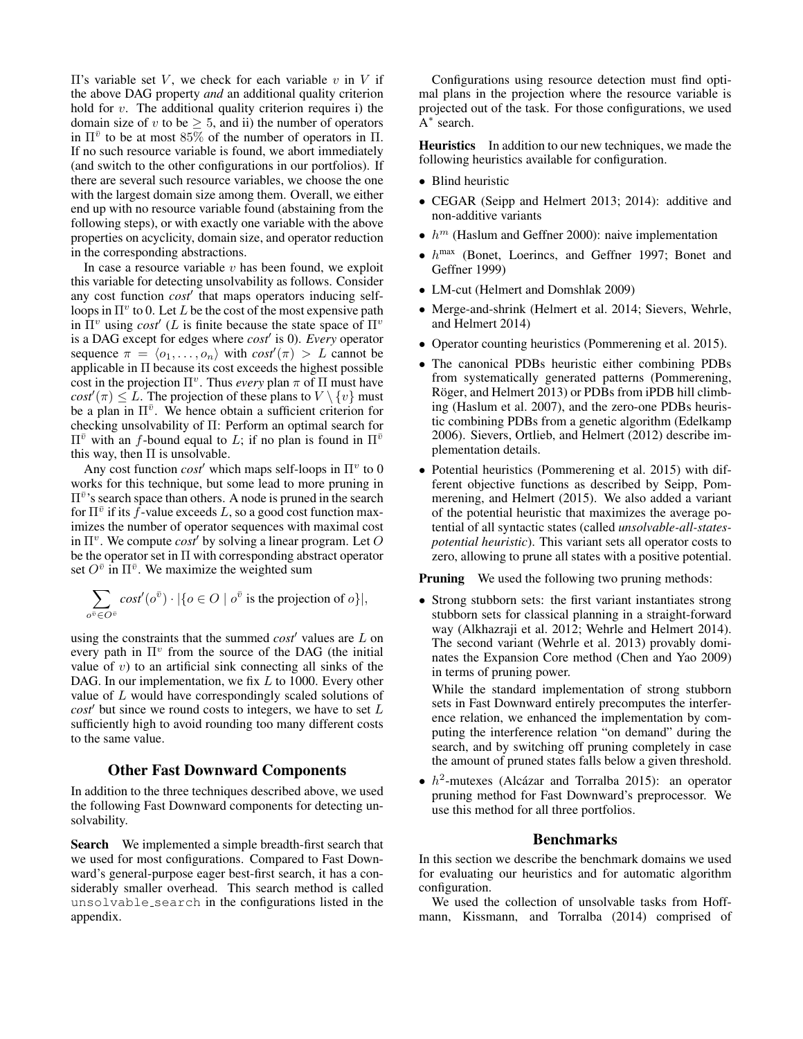Π's variable set $V$, we check for each variable $v$ in $V$ if the above DAG property *and* an additional quality criterion hold for $v$. The additional quality criterion requires i) the domain size of $v$ to be $\geq 5$, and ii) the number of operators in $\Pi^{\bar{v}}$ to be at most 85% of the number of operators in Π. If no such resource variable is found, we abort immediately (and switch to the other configurations in our portfolios). If there are several such resource variables, we choose the one with the largest domain size among them. Overall, we either end up with no resource variable found (abstaining from the following steps), or with exactly one variable with the above properties on acyclicity, domain size, and operator reduction in the corresponding abstractions.

In case a resource variable $v$ has been found, we exploit this variable for detecting unsolvability as follows. Consider any cost function $cost'$ that maps operators inducing self-loops in $\Pi^v$ to 0. Let $L$ be the cost of the most expensive path in $\Pi^v$ using $cost'$ ($L$ is finite because the state space of $\Pi^v$ is a DAG except for edges where $cost'$ is 0). *Every* operator sequence $\pi = \langle o_1, \ldots, o_n \rangle$ with $cost'(\pi) > L$ cannot be applicable in Π because its cost exceeds the highest possible cost in the projection $\Pi^v$. Thus *every* plan $\pi$ of Π must have $cost'(\pi) \leq L$. The projection of these plans to $V \setminus \{v\}$ must be a plan in $\Pi^{\bar{v}}$. We hence obtain a sufficient criterion for checking unsolvability of Π: Perform an optimal search for $\Pi^{\bar{v}}$ with an $f$-bound equal to $L$; if no plan is found in $\Pi^{\bar{v}}$ this way, then Π is unsolvable.

Any cost function $cost'$ which maps self-loops in $\Pi^v$ to 0 works for this technique, but some lead to more pruning in $\Pi^{\bar{v}}$'s search space than others. A node is pruned in the search for $\Pi^{\bar{v}}$ if its $f$-value exceeds $L$, so a good cost function maximizes the number of operator sequences with maximal cost in $\Pi^v$. We compute $cost'$ by solving a linear program. Let $O$ be the operator set in Π with corresponding abstract operator set $O^{\bar{v}}$ in $\Pi^{\bar{v}}$. We maximize the weighted sum

$$\sum_{o^{\bar{v}} \in O^{\bar{v}}} cost'(o^{\bar{v}}) \cdot |\{o \in O \mid o^{\bar{v}} \text{ is the projection of } o\}|,$$

using the constraints that the summed $cost'$ values are $L$ on every path in $\Pi^v$ from the source of the DAG (the initial value of $v$) to an artificial sink connecting all sinks of the DAG. In our implementation, we fix $L$ to 1000. Every other value of $L$ would have correspondingly scaled solutions of $cost'$ but since we round costs to integers, we have to set $L$ sufficiently high to avoid rounding too many different costs to the same value.

## Other Fast Downward Components

In addition to the three techniques described above, we used the following Fast Downward components for detecting unsolvability.

**Search** We implemented a simple breadth-first search that we used for most configurations. Compared to Fast Downward's general-purpose eager best-first search, it has a considerably smaller overhead. This search method is called `unsolvable_search` in the configurations listed in the appendix.

Configurations using resource detection must find optimal plans in the projection where the resource variable is projected out of the task. For those configurations, we used $A^*$ search.

**Heuristics** In addition to our new techniques, we made the following heuristics available for configuration.

- Blind heuristic
- CEGAR (Seipp and Helmert 2013; 2014): additive and non-additive variants
- $h^m$ (Haslum and Geffner 2000): naive implementation
- $h^{\max}$ (Bonet, Loerincs, and Geffner 1997; Bonet and Geffner 1999)
- LM-cut (Helmert and Domshlak 2009)
- Merge-and-shrink (Helmert et al. 2014; Sievers, Wehrle, and Helmert 2014)
- Operator counting heuristics (Pommerening et al. 2015).
- The canonical PDBs heuristic either combining PDBs from systematically generated patterns (Pommerening, Röger, and Helmert 2013) or PDBs from iPDB hill climbing (Haslum et al. 2007), and the zero-one PDBs heuristic combining PDBs from a genetic algorithm (Edelkamp 2006). Sievers, Ortlieb, and Helmert (2012) describe implementation details.
- Potential heuristics (Pommerening et al. 2015) with different objective functions as described by Seipp, Pommerening, and Helmert (2015). We also added a variant of the potential heuristic that maximizes the average potential of all syntactic states (called *unsolvable-all-states-potential heuristic*). This variant sets all operator costs to zero, allowing to prune all states with a positive potential.

**Pruning** We used the following two pruning methods:

- Strong stubborn sets: the first variant instantiates strong stubborn sets for classical planning in a straight-forward way (Alkhazraji et al. 2012; Wehrle and Helmert 2014). The second variant (Wehrle et al. 2013) provably dominates the Expansion Core method (Chen and Yao 2009) in terms of pruning power.

  While the standard implementation of strong stubborn sets in Fast Downward entirely precomputes the interference relation, we enhanced the implementation by computing the interference relation "on demand" during the search, and by switching off pruning completely in case the amount of pruned states falls below a given threshold.
- $h^2$-mutexes (Alcázar and Torralba 2015): an operator pruning method for Fast Downward's preprocessor. We use this method for all three portfolios.

## Benchmarks

In this section we describe the benchmark domains we used for evaluating our heuristics and for automatic algorithm configuration.

We used the collection of unsolvable tasks from Hoffmann, Kissmann, and Torralba (2014) comprised of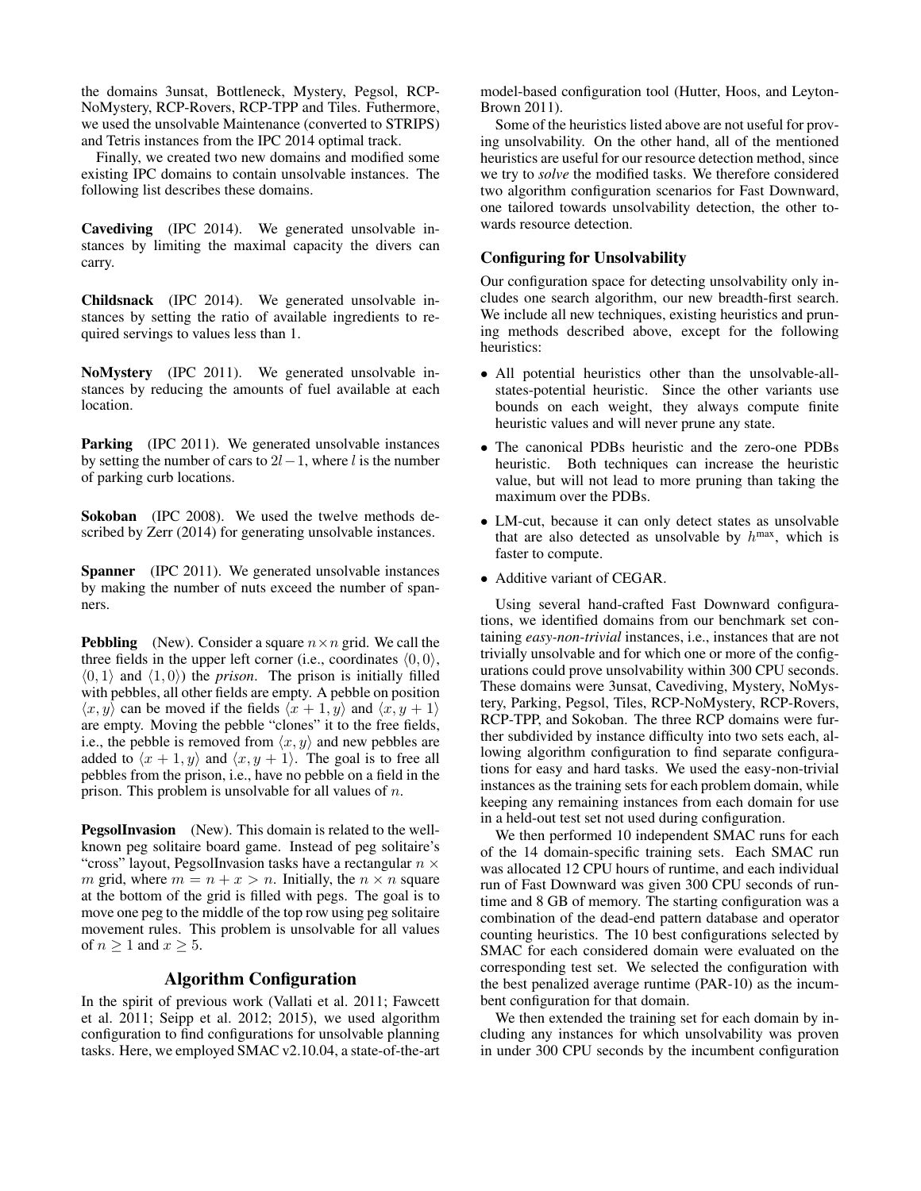the domains 3unsat, Bottleneck, Mystery, Pegsol, RCP-NoMystery, RCP-Rovers, RCP-TPP and Tiles. Futhermore, we used the unsolvable Maintenance (converted to STRIPS) and Tetris instances from the IPC 2014 optimal track.

Finally, we created two new domains and modified some existing IPC domains to contain unsolvable instances. The following list describes these domains.

**Cavediving** (IPC 2014). We generated unsolvable instances by limiting the maximal capacity the divers can carry.

**Childsnack** (IPC 2014). We generated unsolvable instances by setting the ratio of available ingredients to required servings to values less than 1.

**NoMystery** (IPC 2011). We generated unsolvable instances by reducing the amounts of fuel available at each location.

**Parking** (IPC 2011). We generated unsolvable instances by setting the number of cars to $2l - 1$, where $l$ is the number of parking curb locations.

**Sokoban** (IPC 2008). We used the twelve methods described by Zerr (2014) for generating unsolvable instances.

**Spanner** (IPC 2011). We generated unsolvable instances by making the number of nuts exceed the number of spanners.

**Pebbling** (New). Consider a square $n \times n$ grid. We call the three fields in the upper left corner (i.e., coordinates $\langle 0, 0 \rangle$, $\langle 0, 1 \rangle$ and $\langle 1, 0 \rangle$) the *prison*. The prison is initially filled with pebbles, all other fields are empty. A pebble on position $\langle x, y \rangle$ can be moved if the fields $\langle x + 1, y \rangle$ and $\langle x, y + 1 \rangle$ are empty. Moving the pebble "clones" it to the free fields, i.e., the pebble is removed from $\langle x, y \rangle$ and new pebbles are added to $\langle x + 1, y \rangle$ and $\langle x, y + 1 \rangle$. The goal is to free all pebbles from the prison, i.e., have no pebble on a field in the prison. This problem is unsolvable for all values of $n$.

**PegsolInvasion** (New). This domain is related to the well-known peg solitaire board game. Instead of peg solitaire's "cross" layout, PegsolInvasion tasks have a rectangular $n \times m$ grid, where $m = n + x > n$. Initially, the $n \times n$ square at the bottom of the grid is filled with pegs. The goal is to move one peg to the middle of the top row using peg solitaire movement rules. This problem is unsolvable for all values of $n \geq 1$ and $x \geq 5$.

## Algorithm Configuration

In the spirit of previous work (Vallati et al. 2011; Fawcett et al. 2011; Seipp et al. 2012; 2015), we used algorithm configuration to find configurations for unsolvable planning tasks. Here, we employed SMAC v2.10.04, a state-of-the-art model-based configuration tool (Hutter, Hoos, and Leyton-Brown 2011).

Some of the heuristics listed above are not useful for proving unsolvability. On the other hand, all of the mentioned heuristics are useful for our resource detection method, since we try to *solve* the modified tasks. We therefore considered two algorithm configuration scenarios for Fast Downward, one tailored towards unsolvability detection, the other towards resource detection.

### Configuring for Unsolvability

Our configuration space for detecting unsolvability only includes one search algorithm, our new breadth-first search. We include all new techniques, existing heuristics and pruning methods described above, except for the following heuristics:

- All potential heuristics other than the unsolvable-all-states-potential heuristic. Since the other variants use bounds on each weight, they always compute finite heuristic values and will never prune any state.
- The canonical PDBs heuristic and the zero-one PDBs heuristic. Both techniques can increase the heuristic value, but will not lead to more pruning than taking the maximum over the PDBs.
- LM-cut, because it can only detect states as unsolvable that are also detected as unsolvable by $h^{\max}$, which is faster to compute.
- Additive variant of CEGAR.

Using several hand-crafted Fast Downward configurations, we identified domains from our benchmark set containing *easy-non-trivial* instances, i.e., instances that are not trivially unsolvable and for which one or more of the configurations could prove unsolvability within 300 CPU seconds. These domains were 3unsat, Cavediving, Mystery, NoMystery, Parking, Pegsol, Tiles, RCP-NoMystery, RCP-Rovers, RCP-TPP, and Sokoban. The three RCP domains were further subdivided by instance difficulty into two sets each, allowing algorithm configuration to find separate configurations for easy and hard tasks. We used the easy-non-trivial instances as the training sets for each problem domain, while keeping any remaining instances from each domain for use in a held-out test set not used during configuration.

We then performed 10 independent SMAC runs for each of the 14 domain-specific training sets. Each SMAC run was allocated 12 CPU hours of runtime, and each individual run of Fast Downward was given 300 CPU seconds of runtime and 8 GB of memory. The starting configuration was a combination of the dead-end pattern database and operator counting heuristics. The 10 best configurations selected by SMAC for each considered domain were evaluated on the corresponding test set. We selected the configuration with the best penalized average runtime (PAR-10) as the incumbent configuration for that domain.

We then extended the training set for each domain by including any instances for which unsolvability was proven in under 300 CPU seconds by the incumbent configuration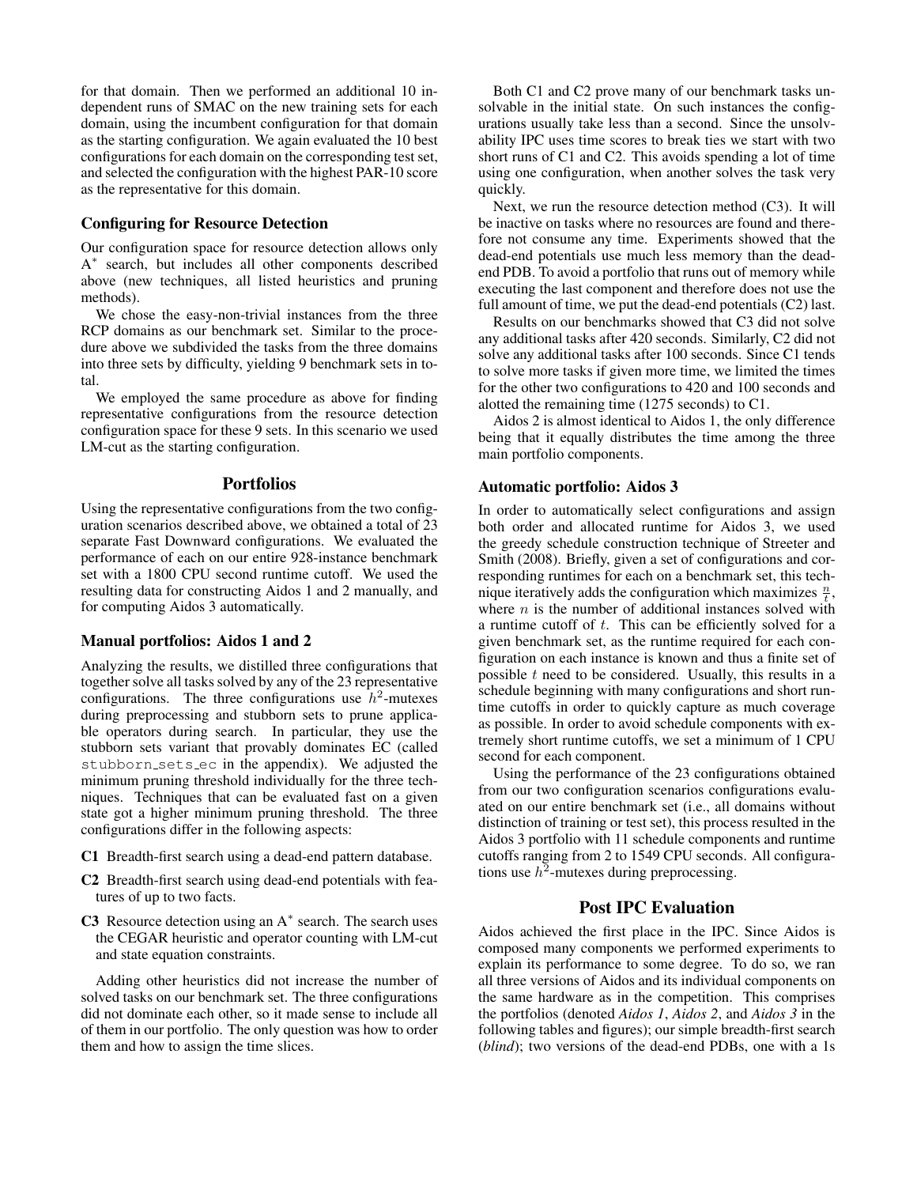for that domain. Then we performed an additional 10 independent runs of SMAC on the new training sets for each domain, using the incumbent configuration for that domain as the starting configuration. We again evaluated the 10 best configurations for each domain on the corresponding test set, and selected the configuration with the highest PAR-10 score as the representative for this domain.

### Configuring for Resource Detection

Our configuration space for resource detection allows only A* search, but includes all other components described above (new techniques, all listed heuristics and pruning methods).

We chose the easy-non-trivial instances from the three RCP domains as our benchmark set. Similar to the procedure above we subdivided the tasks from the three domains into three sets by difficulty, yielding 9 benchmark sets in total.

We employed the same procedure as above for finding representative configurations from the resource detection configuration space for these 9 sets. In this scenario we used LM-cut as the starting configuration.

## Portfolios

Using the representative configurations from the two configuration scenarios described above, we obtained a total of 23 separate Fast Downward configurations. We evaluated the performance of each on our entire 928-instance benchmark set with a 1800 CPU second runtime cutoff. We used the resulting data for constructing Aidos 1 and 2 manually, and for computing Aidos 3 automatically.

### Manual portfolios: Aidos 1 and 2

Analyzing the results, we distilled three configurations that together solve all tasks solved by any of the 23 representative configurations. The three configurations use $h^2$-mutexes during preprocessing and stubborn sets to prune applicable operators during search. In particular, they use the stubborn sets variant that provably dominates EC (called stubborn_sets_ec in the appendix). We adjusted the minimum pruning threshold individually for the three techniques. Techniques that can be evaluated fast on a given state got a higher minimum pruning threshold. The three configurations differ in the following aspects:

- **C1** Breadth-first search using a dead-end pattern database.
- **C2** Breadth-first search using dead-end potentials with features of up to two facts.
- **C3** Resource detection using an A* search. The search uses the CEGAR heuristic and operator counting with LM-cut and state equation constraints.

Adding other heuristics did not increase the number of solved tasks on our benchmark set. The three configurations did not dominate each other, so it made sense to include all of them in our portfolio. The only question was how to order them and how to assign the time slices.

Both C1 and C2 prove many of our benchmark tasks unsolvable in the initial state. On such instances the configurations usually take less than a second. Since the unsolvability IPC uses time scores to break ties we start with two short runs of C1 and C2. This avoids spending a lot of time using one configuration, when another solves the task very quickly.

Next, we run the resource detection method (C3). It will be inactive on tasks where no resources are found and therefore not consume any time. Experiments showed that the dead-end potentials use much less memory than the dead-end PDB. To avoid a portfolio that runs out of memory while executing the last component and therefore does not use the full amount of time, we put the dead-end potentials (C2) last.

Results on our benchmarks showed that C3 did not solve any additional tasks after 420 seconds. Similarly, C2 did not solve any additional tasks after 100 seconds. Since C1 tends to solve more tasks if given more time, we limited the times for the other two configurations to 420 and 100 seconds and alotted the remaining time (1275 seconds) to C1.

Aidos 2 is almost identical to Aidos 1, the only difference being that it equally distributes the time among the three main portfolio components.

### Automatic portfolio: Aidos 3

In order to automatically select configurations and assign both order and allocated runtime for Aidos 3, we used the greedy schedule construction technique of Streeter and Smith (2008). Briefly, given a set of configurations and corresponding runtimes for each on a benchmark set, this technique iteratively adds the configuration which maximizes $\frac{n}{t}$, where $n$ is the number of additional instances solved with a runtime cutoff of $t$. This can be efficiently solved for a given benchmark set, as the runtime required for each configuration on each instance is known and thus a finite set of possible $t$ need to be considered. Usually, this results in a schedule beginning with many configurations and short runtime cutoffs in order to quickly capture as much coverage as possible. In order to avoid schedule components with extremely short runtime cutoffs, we set a minimum of 1 CPU second for each component.

Using the performance of the 23 configurations obtained from our two configuration scenarios configurations evaluated on our entire benchmark set (i.e., all domains without distinction of training or test set), this process resulted in the Aidos 3 portfolio with 11 schedule components and runtime cutoffs ranging from 2 to 1549 CPU seconds. All configurations use $h^2$-mutexes during preprocessing.

## Post IPC Evaluation

Aidos achieved the first place in the IPC. Since Aidos is composed many components we performed experiments to explain its performance to some degree. To do so, we ran all three versions of Aidos and its individual components on the same hardware as in the competition. This comprises the portfolios (denoted *Aidos 1*, *Aidos 2*, and *Aidos 3* in the following tables and figures); our simple breadth-first search (*blind*); two versions of the dead-end PDBs, one with a 1s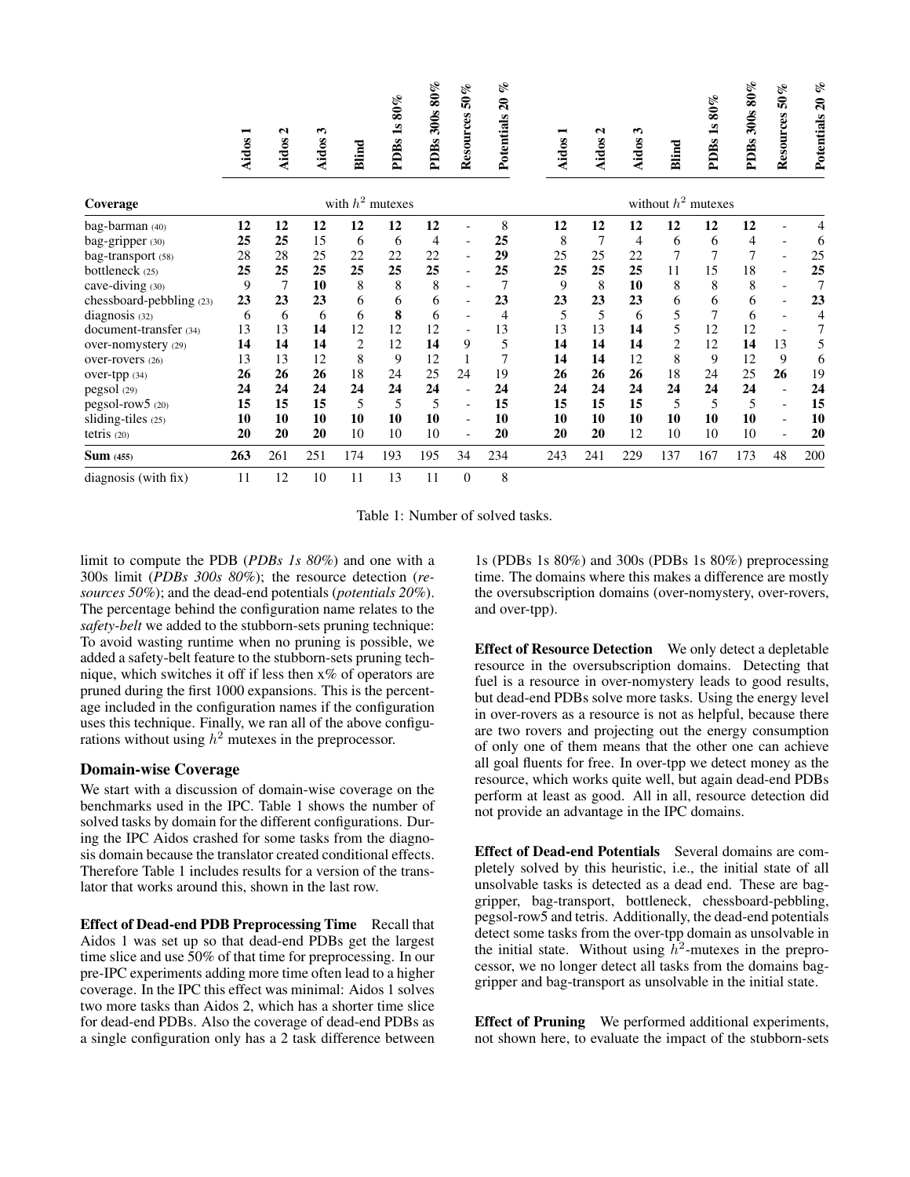| Coverage | Aidos 1 | Aidos 2 | Aidos 3 | Blind | PDBs 1s 80% | PDBs 300s 80% | Resources 50% | Potentials 20 % | Aidos 1 | Aidos 2 | Aidos 3 | Blind | PDBs 1s 80% | PDBs 300s 80% | Resources 50% | Potentials 20 % |
|---|---|---|---|---|---|---|---|---|---|---|---|---|---|---|---|---|
| | with $h^2$ mutexes | | | | | | | | without $h^2$ mutexes | | | | | | | |
| bag-barman (40) | **12** | **12** | **12** | **12** | **12** | **12** | - | 8 | **12** | **12** | **12** | **12** | **12** | **12** | - | 4 |
| bag-gripper (30) | **25** | **25** | 15 | 6 | 6 | 4 | - | **25** | 8 | 7 | 4 | 6 | 6 | 4 | - | 6 |
| bag-transport (58) | 28 | 28 | 25 | 22 | 22 | 22 | - | **29** | 25 | 25 | 22 | 7 | 7 | 7 | - | 25 |
| bottleneck (25) | **25** | **25** | **25** | **25** | **25** | **25** | - | **25** | **25** | **25** | **25** | 11 | 15 | 18 | - | **25** |
| cave-diving (30) | 9 | 7 | **10** | 8 | 8 | 8 | - | 7 | 9 | 8 | **10** | 8 | 8 | 8 | - | 7 |
| chessboard-pebbling (23) | **23** | **23** | **23** | 6 | 6 | 6 | - | **23** | **23** | **23** | **23** | 6 | 6 | 6 | - | **23** |
| diagnosis (32) | 6 | 6 | 6 | 6 | **8** | 6 | - | 4 | 5 | 5 | 6 | 5 | 7 | 6 | - | 4 |
| document-transfer (34) | 13 | 13 | **14** | 12 | 12 | 12 | - | 13 | 13 | 13 | **14** | 5 | 12 | 12 | - | 7 |
| over-nomystery (29) | **14** | **14** | **14** | 2 | 12 | **14** | 9 | 5 | **14** | **14** | **14** | 2 | 12 | **14** | 13 | 5 |
| over-rovers (26) | 13 | 13 | 12 | 8 | 9 | 12 | 1 | 7 | **14** | **14** | 12 | 8 | 9 | 12 | 9 | 6 |
| over-tpp (34) | **26** | **26** | **26** | 18 | 24 | 25 | 24 | 19 | **26** | **26** | **26** | 18 | 24 | 25 | **26** | 19 |
| pegsol (29) | **24** | **24** | **24** | **24** | **24** | **24** | - | **24** | **24** | **24** | **24** | **24** | **24** | **24** | - | **24** |
| pegsol-row5 (20) | **15** | **15** | **15** | 5 | 5 | 5 | - | **15** | **15** | **15** | **15** | 5 | 5 | 5 | - | **15** |
| sliding-tiles (25) | **10** | **10** | **10** | **10** | **10** | **10** | - | **10** | **10** | **10** | **10** | **10** | **10** | **10** | - | **10** |
| tetris (20) | **20** | **20** | **20** | 10 | 10 | 10 | - | **20** | **20** | **20** | 12 | 10 | 10 | 10 | - | **20** |
| **Sum** (455) | **263** | 261 | 251 | 174 | 193 | 195 | 34 | 234 | 243 | 241 | 229 | 137 | 167 | 173 | 48 | 200 |
| diagnosis (with fix) | 11 | 12 | 10 | 11 | 13 | 11 | 0 | 8 | | | | | | | | |

Table 1: Number of solved tasks.

limit to compute the PDB (*PDBs 1s 80%*) and one with a 300s limit (*PDBs 300s 80%*); the resource detection (*resources 50%*); and the dead-end potentials (*potentials 20%*). The percentage behind the configuration name relates to the *safety-belt* we added to the stubborn-sets pruning technique: To avoid wasting runtime when no pruning is possible, we added a safety-belt feature to the stubborn-sets pruning technique, which switches it off if less then x% of operators are pruned during the first 1000 expansions. This is the percentage included in the configuration names if the configuration uses this technique. Finally, we ran all of the above configurations without using $h^2$ mutexes in the preprocessor.

## Domain-wise Coverage

We start with a discussion of domain-wise coverage on the benchmarks used in the IPC. Table 1 shows the number of solved tasks by domain for the different configurations. During the IPC Aidos crashed for some tasks from the diagnosis domain because the translator created conditional effects. Therefore Table 1 includes results for a version of the translator that works around this, shown in the last row.

**Effect of Dead-end PDB Preprocessing Time** Recall that Aidos 1 was set up so that dead-end PDBs get the largest time slice and use 50% of that time for preprocessing. In our pre-IPC experiments adding more time often lead to a higher coverage. In the IPC this effect was minimal: Aidos 1 solves two more tasks than Aidos 2, which has a shorter time slice for dead-end PDBs. Also the coverage of dead-end PDBs as a single configuration only has a 2 task difference between 1s (PDBs 1s 80%) and 300s (PDBs 1s 80%) preprocessing time. The domains where this makes a difference are mostly the oversubscription domains (over-nomystery, over-rovers, and over-tpp).

**Effect of Resource Detection** We only detect a depletable resource in the oversubscription domains. Detecting that fuel is a resource in over-nomystery leads to good results, but dead-end PDBs solve more tasks. Using the energy level in over-rovers as a resource is not as helpful, because there are two rovers and projecting out the energy consumption of only one of them means that the other one can achieve all goal fluents for free. In over-tpp we detect money as the resource, which works quite well, but again dead-end PDBs perform at least as good. All in all, resource detection did not provide an advantage in the IPC domains.

**Effect of Dead-end Potentials** Several domains are completely solved by this heuristic, i.e., the initial state of all unsolvable tasks is detected as a dead end. These are bag-gripper, bag-transport, bottleneck, chessboard-pebbling, pegsol-row5 and tetris. Additionally, the dead-end potentials detect some tasks from the over-tpp domain as unsolvable in the initial state. Without using $h^2$-mutexes in the preprocessor, we no longer detect all tasks from the domains bag-gripper and bag-transport as unsolvable in the initial state.

**Effect of Pruning** We performed additional experiments, not shown here, to evaluate the impact of the stubborn-sets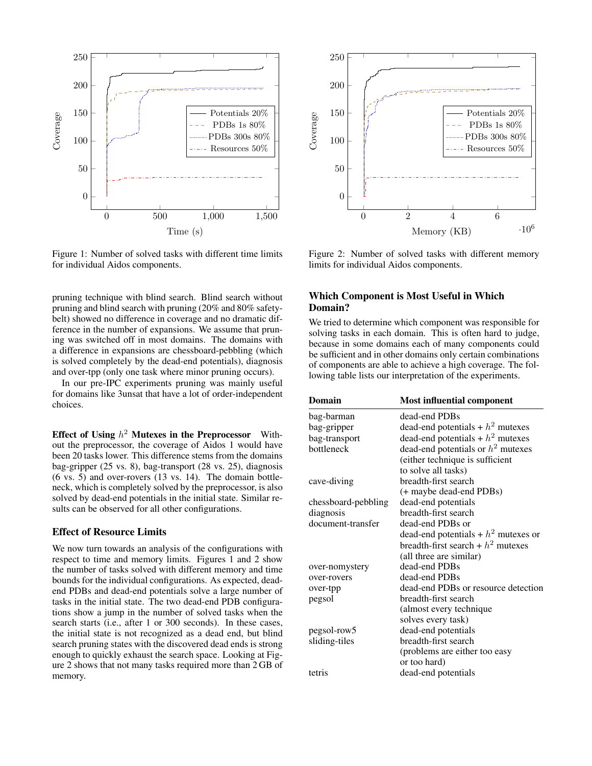Figure 1: Number of solved tasks with different time limits for individual Aidos components.

Figure 2: Number of solved tasks with different memory limits for individual Aidos components.

pruning technique with blind search. Blind search without pruning and blind search with pruning (20% and 80% safety-belt) showed no difference in coverage and no dramatic difference in the number of expansions. We assume that pruning was switched off in most domains. The domains with a difference in expansions are chessboard-pebbling (which is solved completely by the dead-end potentials), diagnosis and over-tpp (only one task where minor pruning occurs).

In our pre-IPC experiments pruning was mainly useful for domains like 3unsat that have a lot of order-independent choices.

**Effect of Using $h^2$ Mutexes in the Preprocessor** Without the preprocessor, the coverage of Aidos 1 would have been 20 tasks lower. This difference stems from the domains bag-gripper (25 vs. 8), bag-transport (28 vs. 25), diagnosis (6 vs. 5) and over-rovers (13 vs. 14). The domain bottleneck, which is completely solved by the preprocessor, is also solved by dead-end potentials in the initial state. Similar results can be observed for all other configurations.

## Effect of Resource Limits

We now turn towards an analysis of the configurations with respect to time and memory limits. Figures 1 and 2 show the number of tasks solved with different memory and time bounds for the individual configurations. As expected, dead-end PDBs and dead-end potentials solve a large number of tasks in the initial state. The two dead-end PDB configurations show a jump in the number of solved tasks when the search starts (i.e., after 1 or 300 seconds). In these cases, the initial state is not recognized as a dead end, but blind search pruning states with the discovered dead ends is strong enough to quickly exhaust the search space. Looking at Figure 2 shows that not many tasks required more than 2 GB of memory.

## Which Component is Most Useful in Which Domain?

We tried to determine which component was responsible for solving tasks in each domain. This is often hard to judge, because in some domains each of many components could be sufficient and in other domains only certain combinations of components are able to achieve a high coverage. The following table lists our interpretation of the experiments.

| Domain | Most influential component |
|---|---|
| bag-barman | dead-end PDBs |
| bag-gripper | dead-end potentials + $h^2$ mutexes |
| bag-transport | dead-end potentials + $h^2$ mutexes |
| bottleneck | dead-end potentials or $h^2$ mutexes (either technique is sufficient to solve all tasks) |
| cave-diving | breadth-first search (+ maybe dead-end PDBs) |
| chessboard-pebbling | dead-end potentials |
| diagnosis | breadth-first search |
| document-transfer | dead-end PDBs or dead-end potentials + $h^2$ mutexes or breadth-first search + $h^2$ mutexes (all three are similar) |
| over-nomystery | dead-end PDBs |
| over-rovers | dead-end PDBs |
| over-tpp | dead-end PDBs or resource detection |
| pegsol | breadth-first search (almost every technique solves every task) |
| pegsol-row5 | dead-end potentials |
| sliding-tiles | breadth-first search (problems are either too easy or too hard) |
| tetris | dead-end potentials |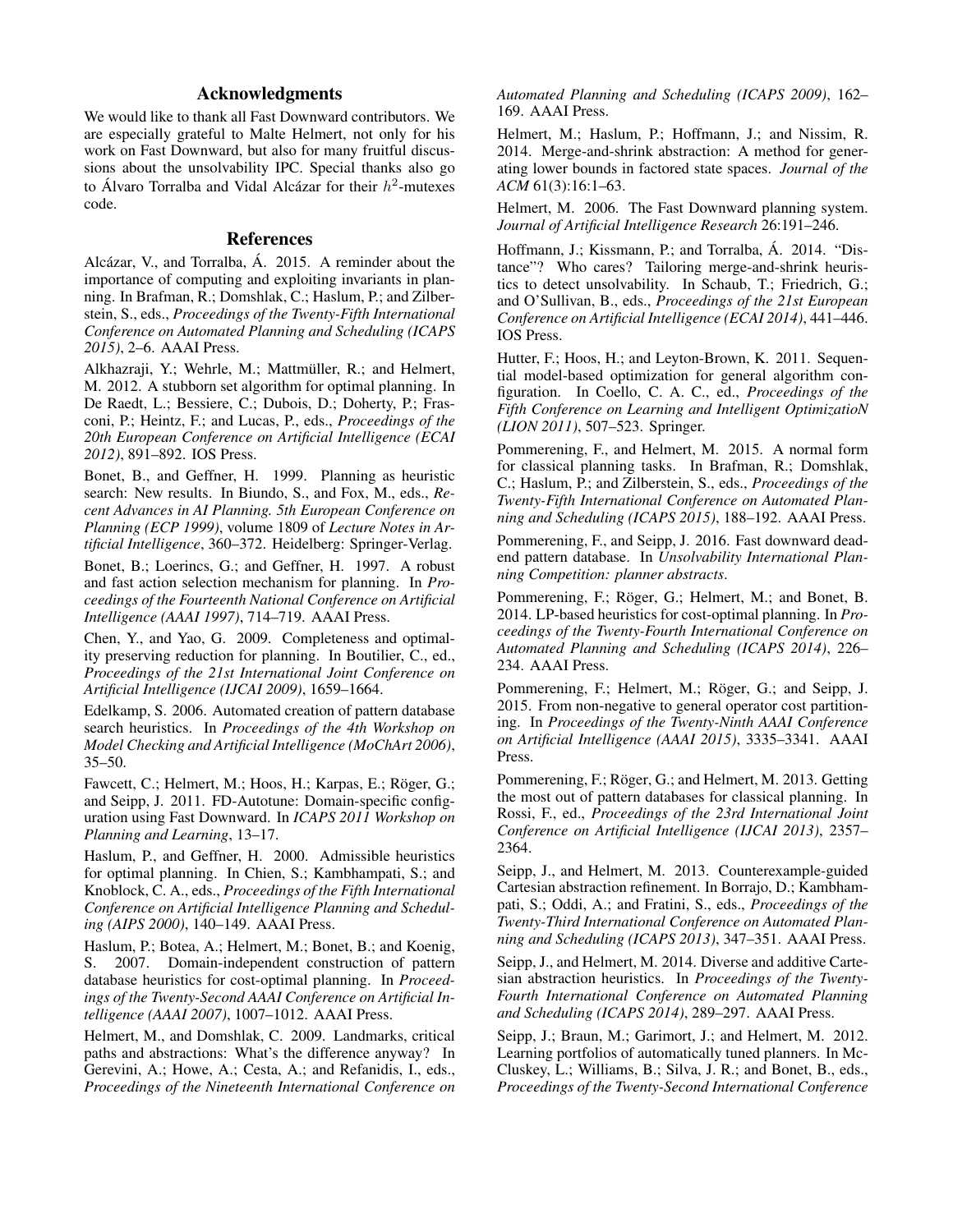## Acknowledgments

We would like to thank all Fast Downward contributors. We are especially grateful to Malte Helmert, not only for his work on Fast Downward, but also for many fruitful discussions about the unsolvability IPC. Special thanks also go to Álvaro Torralba and Vidal Alcázar for their $h^2$-mutexes code.

## References

Alcázar, V., and Torralba, Á. 2015. A reminder about the importance of computing and exploiting invariants in planning. In Brafman, R.; Domshlak, C.; Haslum, P.; and Zilberstein, S., eds., *Proceedings of the Twenty-Fifth International Conference on Automated Planning and Scheduling (ICAPS 2015)*, 2–6. AAAI Press.

Alkhazraji, Y.; Wehrle, M.; Mattmüller, R.; and Helmert, M. 2012. A stubborn set algorithm for optimal planning. In De Raedt, L.; Bessiere, C.; Dubois, D.; Doherty, P.; Frasconi, P.; Heintz, F.; and Lucas, P., eds., *Proceedings of the 20th European Conference on Artificial Intelligence (ECAI 2012)*, 891–892. IOS Press.

Bonet, B., and Geffner, H. 1999. Planning as heuristic search: New results. In Biundo, S., and Fox, M., eds., *Recent Advances in AI Planning. 5th European Conference on Planning (ECP 1999)*, volume 1809 of *Lecture Notes in Artificial Intelligence*, 360–372. Heidelberg: Springer-Verlag.

Bonet, B.; Loerincs, G.; and Geffner, H. 1997. A robust and fast action selection mechanism for planning. In *Proceedings of the Fourteenth National Conference on Artificial Intelligence (AAAI 1997)*, 714–719. AAAI Press.

Chen, Y., and Yao, G. 2009. Completeness and optimality preserving reduction for planning. In Boutilier, C., ed., *Proceedings of the 21st International Joint Conference on Artificial Intelligence (IJCAI 2009)*, 1659–1664.

Edelkamp, S. 2006. Automated creation of pattern database search heuristics. In *Proceedings of the 4th Workshop on Model Checking and Artificial Intelligence (MoChArt 2006)*, 35–50.

Fawcett, C.; Helmert, M.; Hoos, H.; Karpas, E.; Röger, G.; and Seipp, J. 2011. FD-Autotune: Domain-specific configuration using Fast Downward. In *ICAPS 2011 Workshop on Planning and Learning*, 13–17.

Haslum, P., and Geffner, H. 2000. Admissible heuristics for optimal planning. In Chien, S.; Kambhampati, S.; and Knoblock, C. A., eds., *Proceedings of the Fifth International Conference on Artificial Intelligence Planning and Scheduling (AIPS 2000)*, 140–149. AAAI Press.

Haslum, P.; Botea, A.; Helmert, M.; Bonet, B.; and Koenig, S. 2007. Domain-independent construction of pattern database heuristics for cost-optimal planning. In *Proceedings of the Twenty-Second AAAI Conference on Artificial Intelligence (AAAI 2007)*, 1007–1012. AAAI Press.

Helmert, M., and Domshlak, C. 2009. Landmarks, critical paths and abstractions: What's the difference anyway? In Gerevini, A.; Howe, A.; Cesta, A.; and Refanidis, I., eds., *Proceedings of the Nineteenth International Conference on Automated Planning and Scheduling (ICAPS 2009)*, 162–169. AAAI Press.

Helmert, M.; Haslum, P.; Hoffmann, J.; and Nissim, R. 2014. Merge-and-shrink abstraction: A method for generating lower bounds in factored state spaces. *Journal of the ACM* 61(3):16:1–63.

Helmert, M. 2006. The Fast Downward planning system. *Journal of Artificial Intelligence Research* 26:191–246.

Hoffmann, J.; Kissmann, P.; and Torralba, Á. 2014. "Distance"? Who cares? Tailoring merge-and-shrink heuristics to detect unsolvability. In Schaub, T.; Friedrich, G.; and O'Sullivan, B., eds., *Proceedings of the 21st European Conference on Artificial Intelligence (ECAI 2014)*, 441–446. IOS Press.

Hutter, F.; Hoos, H.; and Leyton-Brown, K. 2011. Sequential model-based optimization for general algorithm configuration. In Coello, C. A. C., ed., *Proceedings of the Fifth Conference on Learning and Intelligent OptimizatioN (LION 2011)*, 507–523. Springer.

Pommerening, F., and Helmert, M. 2015. A normal form for classical planning tasks. In Brafman, R.; Domshlak, C.; Haslum, P.; and Zilberstein, S., eds., *Proceedings of the Twenty-Fifth International Conference on Automated Planning and Scheduling (ICAPS 2015)*, 188–192. AAAI Press.

Pommerening, F., and Seipp, J. 2016. Fast downward dead-end pattern database. In *Unsolvability International Planning Competition: planner abstracts*.

Pommerening, F.; Röger, G.; Helmert, M.; and Bonet, B. 2014. LP-based heuristics for cost-optimal planning. In *Proceedings of the Twenty-Fourth International Conference on Automated Planning and Scheduling (ICAPS 2014)*, 226–234. AAAI Press.

Pommerening, F.; Helmert, M.; Röger, G.; and Seipp, J. 2015. From non-negative to general operator cost partitioning. In *Proceedings of the Twenty-Ninth AAAI Conference on Artificial Intelligence (AAAI 2015)*, 3335–3341. AAAI Press.

Pommerening, F.; Röger, G.; and Helmert, M. 2013. Getting the most out of pattern databases for classical planning. In Rossi, F., ed., *Proceedings of the 23rd International Joint Conference on Artificial Intelligence (IJCAI 2013)*, 2357–2364.

Seipp, J., and Helmert, M. 2013. Counterexample-guided Cartesian abstraction refinement. In Borrajo, D.; Kambhampati, S.; Oddi, A.; and Fratini, S., eds., *Proceedings of the Twenty-Third International Conference on Automated Planning and Scheduling (ICAPS 2013)*, 347–351. AAAI Press.

Seipp, J., and Helmert, M. 2014. Diverse and additive Cartesian abstraction heuristics. In *Proceedings of the Twenty-Fourth International Conference on Automated Planning and Scheduling (ICAPS 2014)*, 289–297. AAAI Press.

Seipp, J.; Braun, M.; Garimort, J.; and Helmert, M. 2012. Learning portfolios of automatically tuned planners. In McCluskey, L.; Williams, B.; Silva, J. R.; and Bonet, B., eds., *Proceedings of the Twenty-Second International Conference*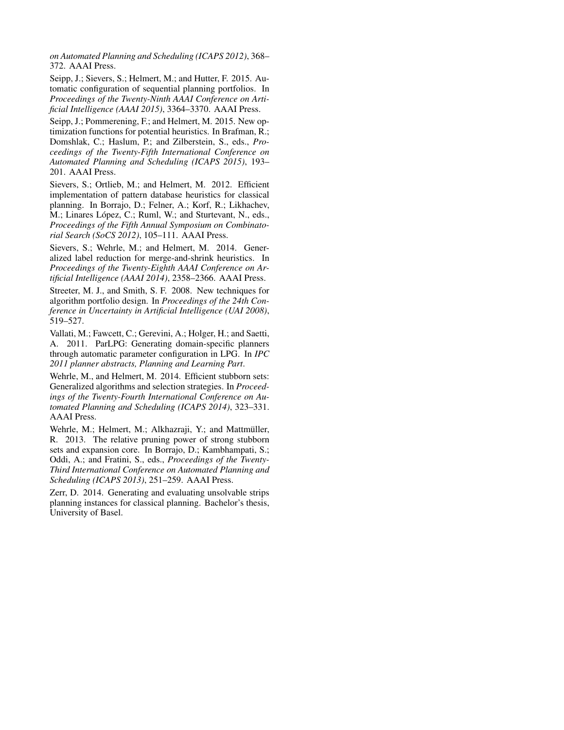*on Automated Planning and Scheduling (ICAPS 2012)*, 368–372. AAAI Press.

Seipp, J.; Sievers, S.; Helmert, M.; and Hutter, F. 2015. Automatic configuration of sequential planning portfolios. In *Proceedings of the Twenty-Ninth AAAI Conference on Artificial Intelligence (AAAI 2015)*, 3364–3370. AAAI Press.

Seipp, J.; Pommerening, F.; and Helmert, M. 2015. New optimization functions for potential heuristics. In Brafman, R.; Domshlak, C.; Haslum, P.; and Zilberstein, S., eds., *Proceedings of the Twenty-Fifth International Conference on Automated Planning and Scheduling (ICAPS 2015)*, 193–201. AAAI Press.

Sievers, S.; Ortlieb, M.; and Helmert, M. 2012. Efficient implementation of pattern database heuristics for classical planning. In Borrajo, D.; Felner, A.; Korf, R.; Likhachev, M.; Linares López, C.; Ruml, W.; and Sturtevant, N., eds., *Proceedings of the Fifth Annual Symposium on Combinatorial Search (SoCS 2012)*, 105–111. AAAI Press.

Sievers, S.; Wehrle, M.; and Helmert, M. 2014. Generalized label reduction for merge-and-shrink heuristics. In *Proceedings of the Twenty-Eighth AAAI Conference on Artificial Intelligence (AAAI 2014)*, 2358–2366. AAAI Press.

Streeter, M. J., and Smith, S. F. 2008. New techniques for algorithm portfolio design. In *Proceedings of the 24th Conference in Uncertainty in Artificial Intelligence (UAI 2008)*, 519–527.

Vallati, M.; Fawcett, C.; Gerevini, A.; Holger, H.; and Saetti, A. 2011. ParLPG: Generating domain-specific planners through automatic parameter configuration in LPG. In *IPC 2011 planner abstracts, Planning and Learning Part*.

Wehrle, M., and Helmert, M. 2014. Efficient stubborn sets: Generalized algorithms and selection strategies. In *Proceedings of the Twenty-Fourth International Conference on Automated Planning and Scheduling (ICAPS 2014)*, 323–331. AAAI Press.

Wehrle, M.; Helmert, M.; Alkhazraji, Y.; and Mattmüller, R. 2013. The relative pruning power of strong stubborn sets and expansion core. In Borrajo, D.; Kambhampati, S.; Oddi, A.; and Fratini, S., eds., *Proceedings of the Twenty-Third International Conference on Automated Planning and Scheduling (ICAPS 2013)*, 251–259. AAAI Press.

Zerr, D. 2014. Generating and evaluating unsolvable strips planning instances for classical planning. Bachelor's thesis, University of Basel.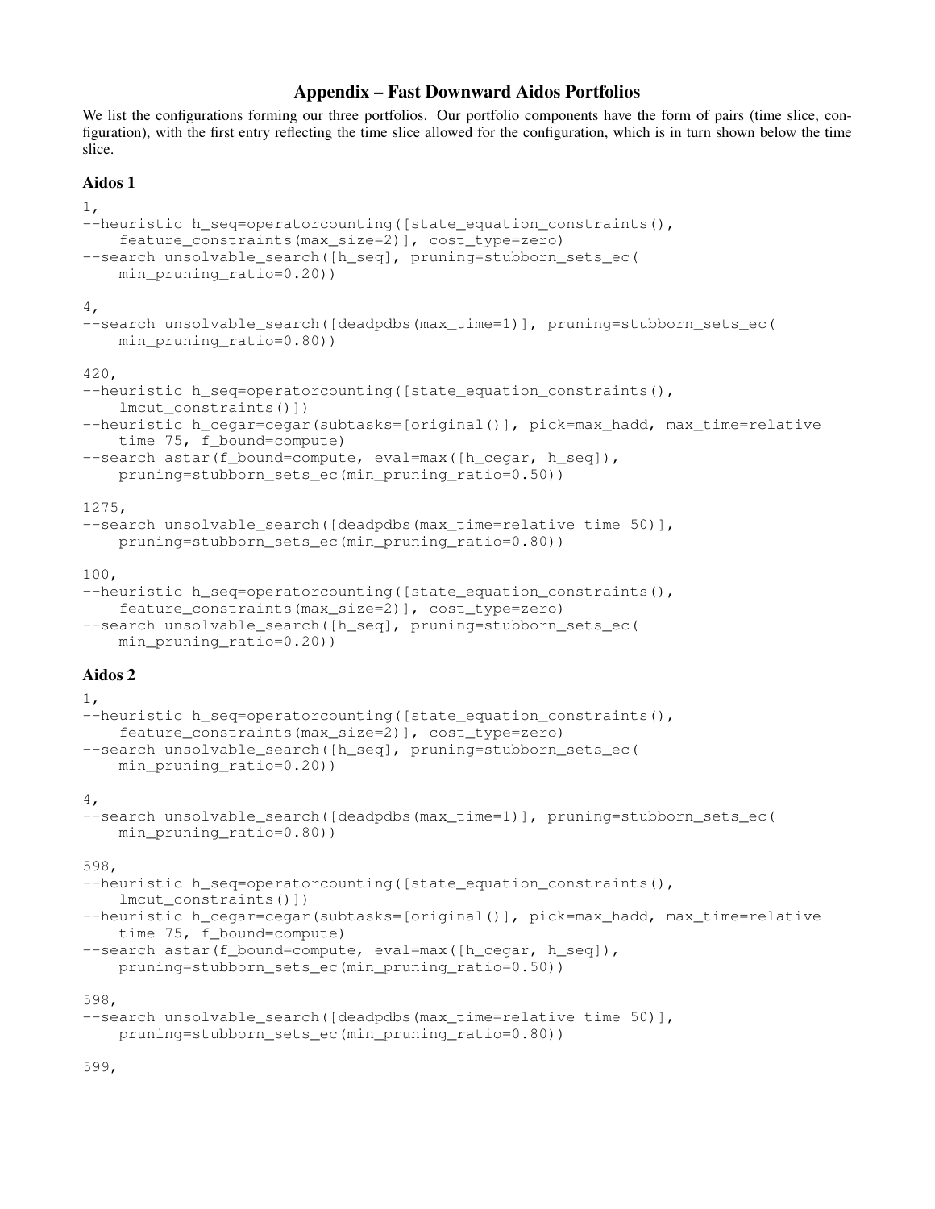# Appendix – Fast Downward Aidos Portfolios

We list the configurations forming our three portfolios. Our portfolio components have the form of pairs (time slice, configuration), with the first entry reflecting the time slice allowed for the configuration, which is in turn shown below the time slice.

## Aidos 1

```
1,
--heuristic h_seq=operatorcounting([state_equation_constraints(),
    feature_constraints(max_size=2)], cost_type=zero)
--search unsolvable_search([h_seq], pruning=stubborn_sets_ec(
    min_pruning_ratio=0.20))

4,
--search unsolvable_search([deadpdbs(max_time=1)], pruning=stubborn_sets_ec(
    min_pruning_ratio=0.80))

420,
--heuristic h_seq=operatorcounting([state_equation_constraints(),
    lmcut_constraints()])
--heuristic h_cegar=cegar(subtasks=[original()], pick=max_hadd, max_time=relative
    time 75, f_bound=compute)
--search astar(f_bound=compute, eval=max([h_cegar, h_seq]),
    pruning=stubborn_sets_ec(min_pruning_ratio=0.50))

1275,
--search unsolvable_search([deadpdbs(max_time=relative time 50)],
    pruning=stubborn_sets_ec(min_pruning_ratio=0.80))

100,
--heuristic h_seq=operatorcounting([state_equation_constraints(),
    feature_constraints(max_size=2)], cost_type=zero)
--search unsolvable_search([h_seq], pruning=stubborn_sets_ec(
    min_pruning_ratio=0.20))
```

## Aidos 2

```
1,
--heuristic h_seq=operatorcounting([state_equation_constraints(),
    feature_constraints(max_size=2)], cost_type=zero)
--search unsolvable_search([h_seq], pruning=stubborn_sets_ec(
    min_pruning_ratio=0.20))

4,
--search unsolvable_search([deadpdbs(max_time=1)], pruning=stubborn_sets_ec(
    min_pruning_ratio=0.80))

598,
--heuristic h_seq=operatorcounting([state_equation_constraints(),
    lmcut_constraints()])
--heuristic h_cegar=cegar(subtasks=[original()], pick=max_hadd, max_time=relative
    time 75, f_bound=compute)
--search astar(f_bound=compute, eval=max([h_cegar, h_seq]),
    pruning=stubborn_sets_ec(min_pruning_ratio=0.50))

598,
--search unsolvable_search([deadpdbs(max_time=relative time 50)],
    pruning=stubborn_sets_ec(min_pruning_ratio=0.80))

599,
```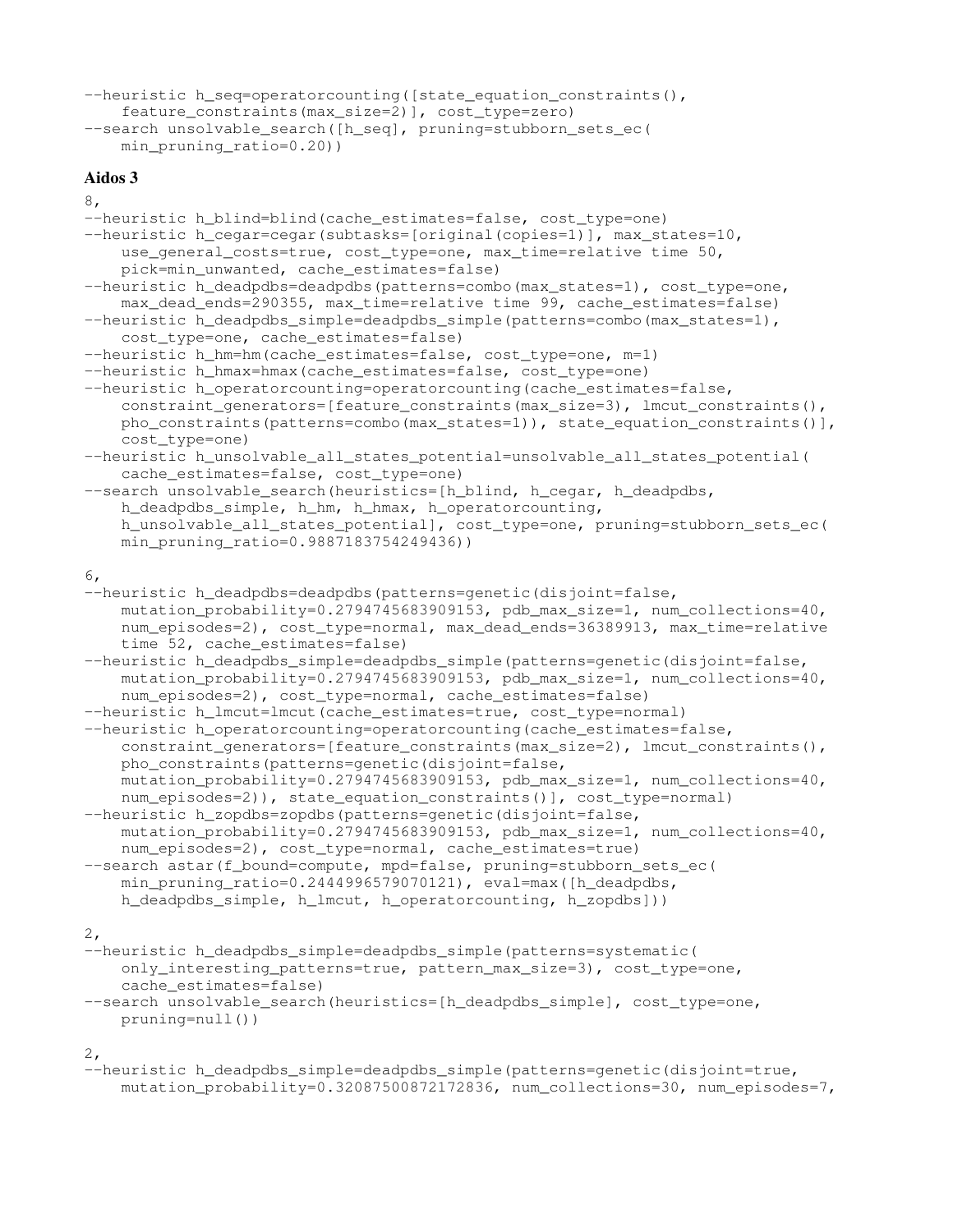```
--heuristic h_seq=operatorcounting([state_equation_constraints(),
    feature_constraints(max_size=2)], cost_type=zero)
--search unsolvable_search([h_seq], pruning=stubborn_sets_ec(
    min_pruning_ratio=0.20))
```

**Aidos 3**

```
8,
--heuristic h_blind=blind(cache_estimates=false, cost_type=one)
--heuristic h_cegar=cegar(subtasks=[original(copies=1)], max_states=10,
    use_general_costs=true, cost_type=one, max_time=relative time 50,
    pick=min_unwanted, cache_estimates=false)
--heuristic h_deadpdbs=deadpdbs(patterns=combo(max_states=1), cost_type=one,
    max_dead_ends=290355, max_time=relative time 99, cache_estimates=false)
--heuristic h_deadpdbs_simple=deadpdbs_simple(patterns=combo(max_states=1),
    cost_type=one, cache_estimates=false)
--heuristic h_hm=hm(cache_estimates=false, cost_type=one, m=1)
--heuristic h_hmax=hmax(cache_estimates=false, cost_type=one)
--heuristic h_operatorcounting=operatorcounting(cache_estimates=false,
    constraint_generators=[feature_constraints(max_size=3), lmcut_constraints(),
    pho_constraints(patterns=combo(max_states=1)), state_equation_constraints()],
    cost_type=one)
--heuristic h_unsolvable_all_states_potential=unsolvable_all_states_potential(
    cache_estimates=false, cost_type=one)
--search unsolvable_search(heuristics=[h_blind, h_cegar, h_deadpdbs,
    h_deadpdbs_simple, h_hm, h_hmax, h_operatorcounting,
    h_unsolvable_all_states_potential], cost_type=one, pruning=stubborn_sets_ec(
    min_pruning_ratio=0.9887183754249436))

6,
--heuristic h_deadpdbs=deadpdbs(patterns=genetic(disjoint=false,
    mutation_probability=0.2794745683909153, pdb_max_size=1, num_collections=40,
    num_episodes=2), cost_type=normal, max_dead_ends=36389913, max_time=relative
    time 52, cache_estimates=false)
--heuristic h_deadpdbs_simple=deadpdbs_simple(patterns=genetic(disjoint=false,
    mutation_probability=0.2794745683909153, pdb_max_size=1, num_collections=40,
    num_episodes=2), cost_type=normal, cache_estimates=false)
--heuristic h_lmcut=lmcut(cache_estimates=true, cost_type=normal)
--heuristic h_operatorcounting=operatorcounting(cache_estimates=false,
    constraint_generators=[feature_constraints(max_size=2), lmcut_constraints(),
    pho_constraints(patterns=genetic(disjoint=false,
    mutation_probability=0.2794745683909153, pdb_max_size=1, num_collections=40,
    num_episodes=2)), state_equation_constraints()], cost_type=normal)
--heuristic h_zopdbs=zopdbs(patterns=genetic(disjoint=false,
    mutation_probability=0.2794745683909153, pdb_max_size=1, num_collections=40,
    num_episodes=2), cost_type=normal, cache_estimates=true)
--search astar(f_bound=compute, mpd=false, pruning=stubborn_sets_ec(
    min_pruning_ratio=0.2444996579070121), eval=max([h_deadpdbs,
    h_deadpdbs_simple, h_lmcut, h_operatorcounting, h_zopdbs]))

2,
--heuristic h_deadpdbs_simple=deadpdbs_simple(patterns=systematic(
    only_interesting_patterns=true, pattern_max_size=3), cost_type=one,
    cache_estimates=false)
--search unsolvable_search(heuristics=[h_deadpdbs_simple], cost_type=one,
    pruning=null())

2,
--heuristic h_deadpdbs_simple=deadpdbs_simple(patterns=genetic(disjoint=true,
    mutation_probability=0.32087500872172836, num_collections=30, num_episodes=7,
```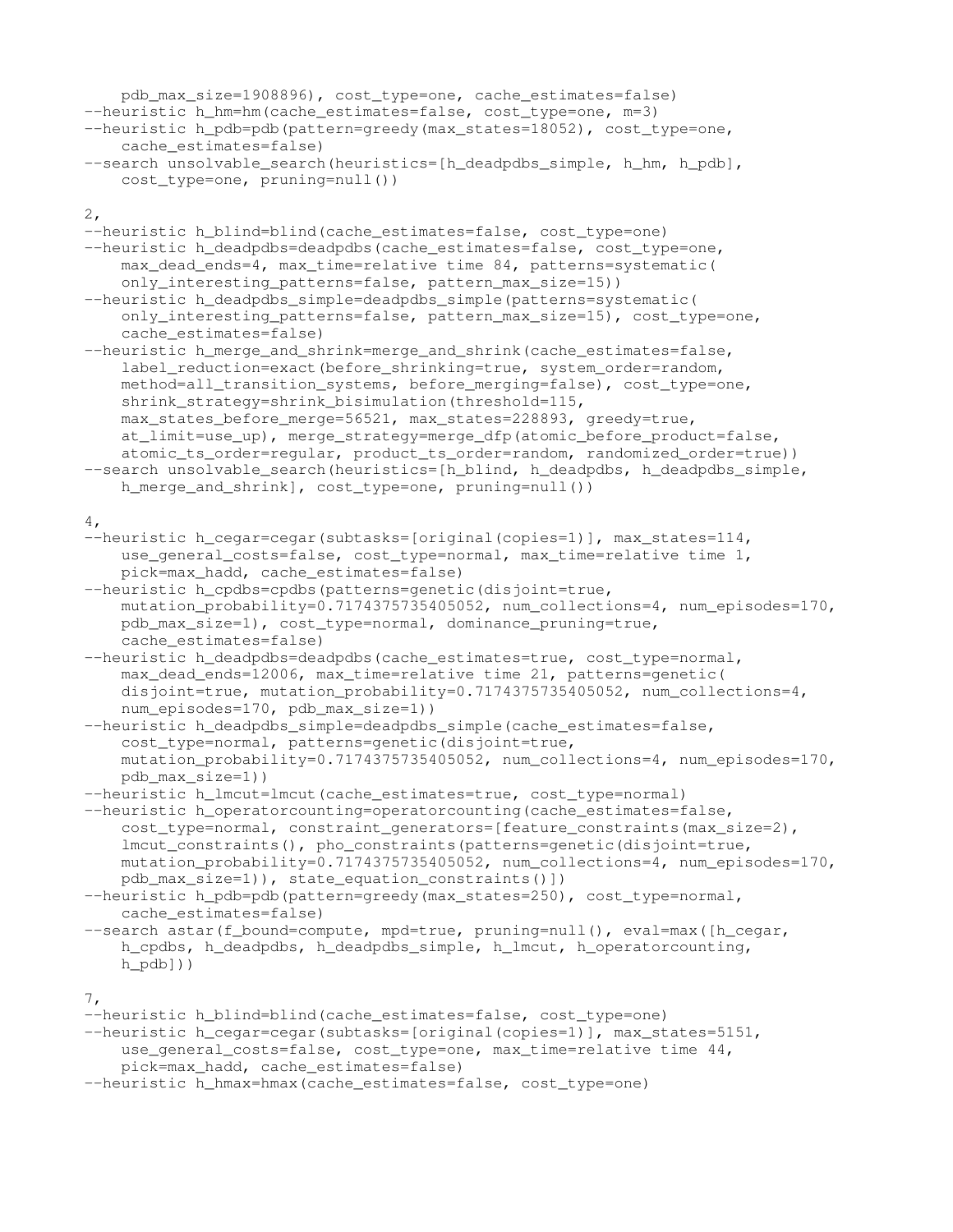```
    pdb_max_size=1908896), cost_type=one, cache_estimates=false)
--heuristic h_hm=hm(cache_estimates=false, cost_type=one, m=3)
--heuristic h_pdb=pdb(pattern=greedy(max_states=18052), cost_type=one,
    cache_estimates=false)
--search unsolvable_search(heuristics=[h_deadpdbs_simple, h_hm, h_pdb],
    cost_type=one, pruning=null())

2,
--heuristic h_blind=blind(cache_estimates=false, cost_type=one)
--heuristic h_deadpdbs=deadpdbs(cache_estimates=false, cost_type=one,
    max_dead_ends=4, max_time=relative time 84, patterns=systematic(
    only_interesting_patterns=false, pattern_max_size=15))
--heuristic h_deadpdbs_simple=deadpdbs_simple(patterns=systematic(
    only_interesting_patterns=false, pattern_max_size=15), cost_type=one,
    cache_estimates=false)
--heuristic h_merge_and_shrink=merge_and_shrink(cache_estimates=false,
    label_reduction=exact(before_shrinking=true, system_order=random,
    method=all_transition_systems, before_merging=false), cost_type=one,
    shrink_strategy=shrink_bisimulation(threshold=115,
    max_states_before_merge=56521, max_states=228893, greedy=true,
    at_limit=use_up), merge_strategy=merge_dfp(atomic_before_product=false,
    atomic_ts_order=regular, product_ts_order=random, randomized_order=true))
--search unsolvable_search(heuristics=[h_blind, h_deadpdbs, h_deadpdbs_simple,
    h_merge_and_shrink], cost_type=one, pruning=null())

4,
--heuristic h_cegar=cegar(subtasks=[original(copies=1)], max_states=114,
    use_general_costs=false, cost_type=normal, max_time=relative time 1,
    pick=max_hadd, cache_estimates=false)
--heuristic h_cpdbs=cpdbs(patterns=genetic(disjoint=true,
    mutation_probability=0.7174375735405052, num_collections=4, num_episodes=170,
    pdb_max_size=1), cost_type=normal, dominance_pruning=true,
    cache_estimates=false)
--heuristic h_deadpdbs=deadpdbs(cache_estimates=true, cost_type=normal,
    max_dead_ends=12006, max_time=relative time 21, patterns=genetic(
    disjoint=true, mutation_probability=0.7174375735405052, num_collections=4,
    num_episodes=170, pdb_max_size=1))
--heuristic h_deadpdbs_simple=deadpdbs_simple(cache_estimates=false,
    cost_type=normal, patterns=genetic(disjoint=true,
    mutation_probability=0.7174375735405052, num_collections=4, num_episodes=170,
    pdb_max_size=1))
--heuristic h_lmcut=lmcut(cache_estimates=true, cost_type=normal)
--heuristic h_operatorcounting=operatorcounting(cache_estimates=false,
    cost_type=normal, constraint_generators=[feature_constraints(max_size=2),
    lmcut_constraints(), pho_constraints(patterns=genetic(disjoint=true,
    mutation_probability=0.7174375735405052, num_collections=4, num_episodes=170,
    pdb_max_size=1)), state_equation_constraints()])
--heuristic h_pdb=pdb(pattern=greedy(max_states=250), cost_type=normal,
    cache_estimates=false)
--search astar(f_bound=compute, mpd=true, pruning=null(), eval=max([h_cegar,
    h_cpdbs, h_deadpdbs, h_deadpdbs_simple, h_lmcut, h_operatorcounting,
    h_pdb]))

7,
--heuristic h_blind=blind(cache_estimates=false, cost_type=one)
--heuristic h_cegar=cegar(subtasks=[original(copies=1)], max_states=5151,
    use_general_costs=false, cost_type=one, max_time=relative time 44,
    pick=max_hadd, cache_estimates=false)
--heuristic h_hmax=hmax(cache_estimates=false, cost_type=one)
```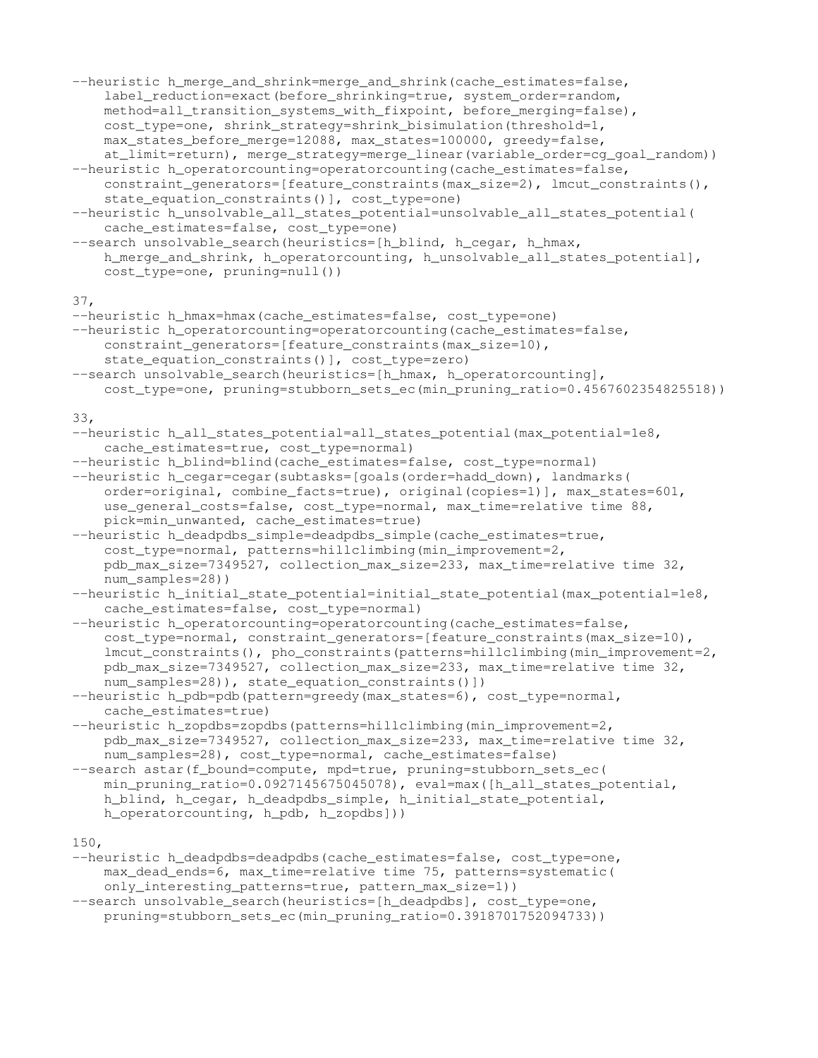```
--heuristic h_merge_and_shrink=merge_and_shrink(cache_estimates=false,
    label_reduction=exact(before_shrinking=true, system_order=random,
    method=all_transition_systems_with_fixpoint, before_merging=false),
    cost_type=one, shrink_strategy=shrink_bisimulation(threshold=1,
    max_states_before_merge=12088, max_states=100000, greedy=false,
    at_limit=return), merge_strategy=merge_linear(variable_order=cg_goal_random))
--heuristic h_operatorcounting=operatorcounting(cache_estimates=false,
    constraint_generators=[feature_constraints(max_size=2), lmcut_constraints(),
    state_equation_constraints()], cost_type=one)
--heuristic h_unsolvable_all_states_potential=unsolvable_all_states_potential(
    cache_estimates=false, cost_type=one)
--search unsolvable_search(heuristics=[h_blind, h_cegar, h_hmax,
    h_merge_and_shrink, h_operatorcounting, h_unsolvable_all_states_potential],
    cost_type=one, pruning=null())

37,
--heuristic h_hmax=hmax(cache_estimates=false, cost_type=one)
--heuristic h_operatorcounting=operatorcounting(cache_estimates=false,
    constraint_generators=[feature_constraints(max_size=10),
    state_equation_constraints()], cost_type=zero)
--search unsolvable_search(heuristics=[h_hmax, h_operatorcounting],
    cost_type=one, pruning=stubborn_sets_ec(min_pruning_ratio=0.4567602354825518))

33,
--heuristic h_all_states_potential=all_states_potential(max_potential=1e8,
    cache_estimates=true, cost_type=normal)
--heuristic h_blind=blind(cache_estimates=false, cost_type=normal)
--heuristic h_cegar=cegar(subtasks=[goals(order=hadd_down), landmarks(
    order=original, combine_facts=true), original(copies=1)], max_states=601,
    use_general_costs=false, cost_type=normal, max_time=relative time 88,
    pick=min_unwanted, cache_estimates=true)
--heuristic h_deadpdbs_simple=deadpdbs_simple(cache_estimates=true,
    cost_type=normal, patterns=hillclimbing(min_improvement=2,
    pdb_max_size=7349527, collection_max_size=233, max_time=relative time 32,
    num_samples=28))
--heuristic h_initial_state_potential=initial_state_potential(max_potential=1e8,
    cache_estimates=false, cost_type=normal)
--heuristic h_operatorcounting=operatorcounting(cache_estimates=false,
    cost_type=normal, constraint_generators=[feature_constraints(max_size=10),
    lmcut_constraints(), pho_constraints(patterns=hillclimbing(min_improvement=2,
    pdb_max_size=7349527, collection_max_size=233, max_time=relative time 32,
    num_samples=28)), state_equation_constraints()])
--heuristic h_pdb=pdb(pattern=greedy(max_states=6), cost_type=normal,
    cache_estimates=true)
--heuristic h_zopdbs=zopdbs(patterns=hillclimbing(min_improvement=2,
    pdb_max_size=7349527, collection_max_size=233, max_time=relative time 32,
    num_samples=28), cost_type=normal, cache_estimates=false)
--search astar(f_bound=compute, mpd=true, pruning=stubborn_sets_ec(
    min_pruning_ratio=0.0927145675045078), eval=max([h_all_states_potential,
    h_blind, h_cegar, h_deadpdbs_simple, h_initial_state_potential,
    h_operatorcounting, h_pdb, h_zopdbs]))

150,
--heuristic h_deadpdbs=deadpdbs(cache_estimates=false, cost_type=one,
    max_dead_ends=6, max_time=relative time 75, patterns=systematic(
    only_interesting_patterns=true, pattern_max_size=1))
--search unsolvable_search(heuristics=[h_deadpdbs], cost_type=one,
    pruning=stubborn_sets_ec(min_pruning_ratio=0.3918701752094733))
```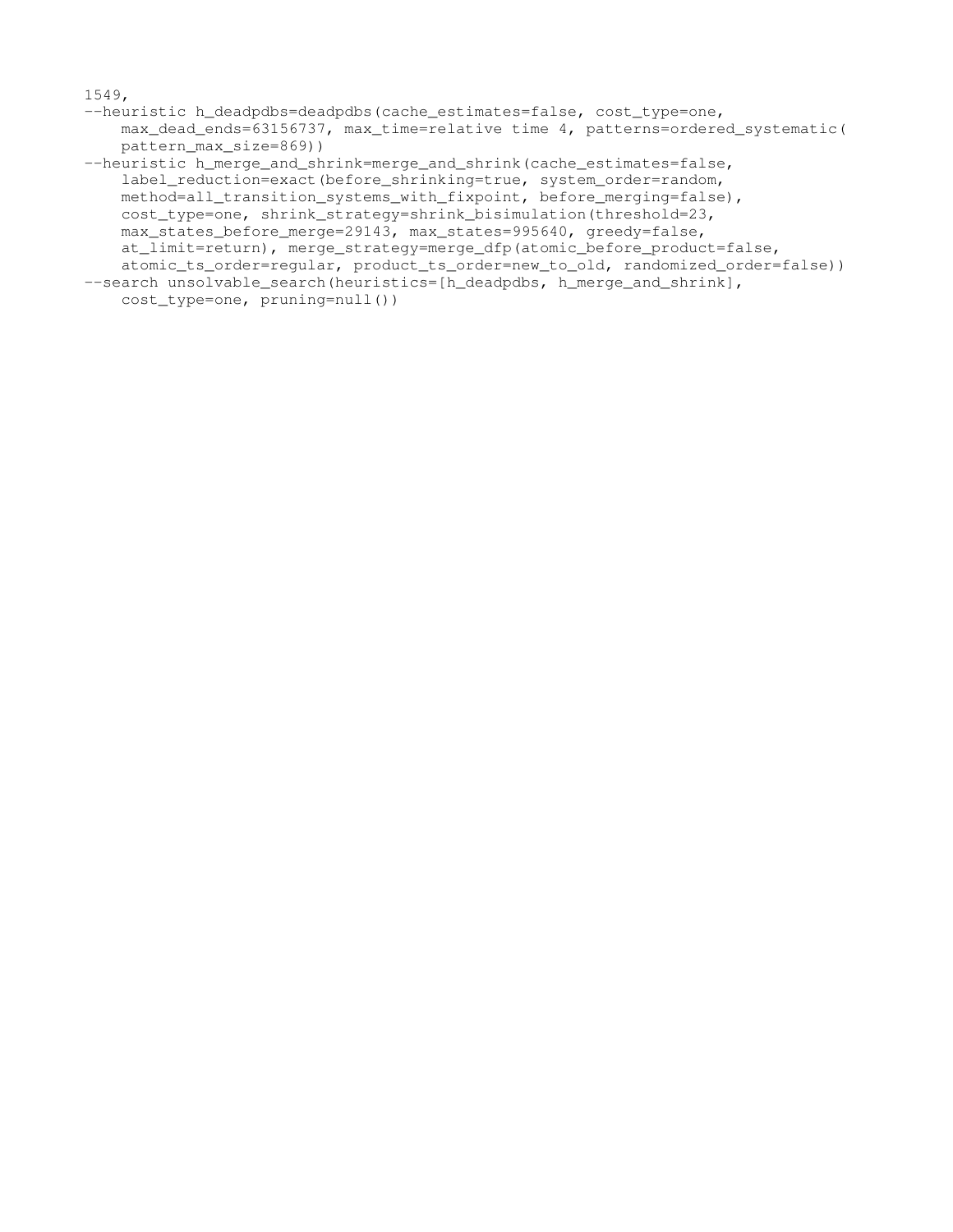```
1549,
--heuristic h_deadpdbs=deadpdbs(cache_estimates=false, cost_type=one,
    max_dead_ends=63156737, max_time=relative time 4, patterns=ordered_systematic(
    pattern_max_size=869))
--heuristic h_merge_and_shrink=merge_and_shrink(cache_estimates=false,
    label_reduction=exact(before_shrinking=true, system_order=random,
    method=all_transition_systems_with_fixpoint, before_merging=false),
    cost_type=one, shrink_strategy=shrink_bisimulation(threshold=23,
    max_states_before_merge=29143, max_states=995640, greedy=false,
    at_limit=return), merge_strategy=merge_dfp(atomic_before_product=false,
    atomic_ts_order=regular, product_ts_order=new_to_old, randomized_order=false))
--search unsolvable_search(heuristics=[h_deadpdbs, h_merge_and_shrink],
    cost_type=one, pruning=null())
```